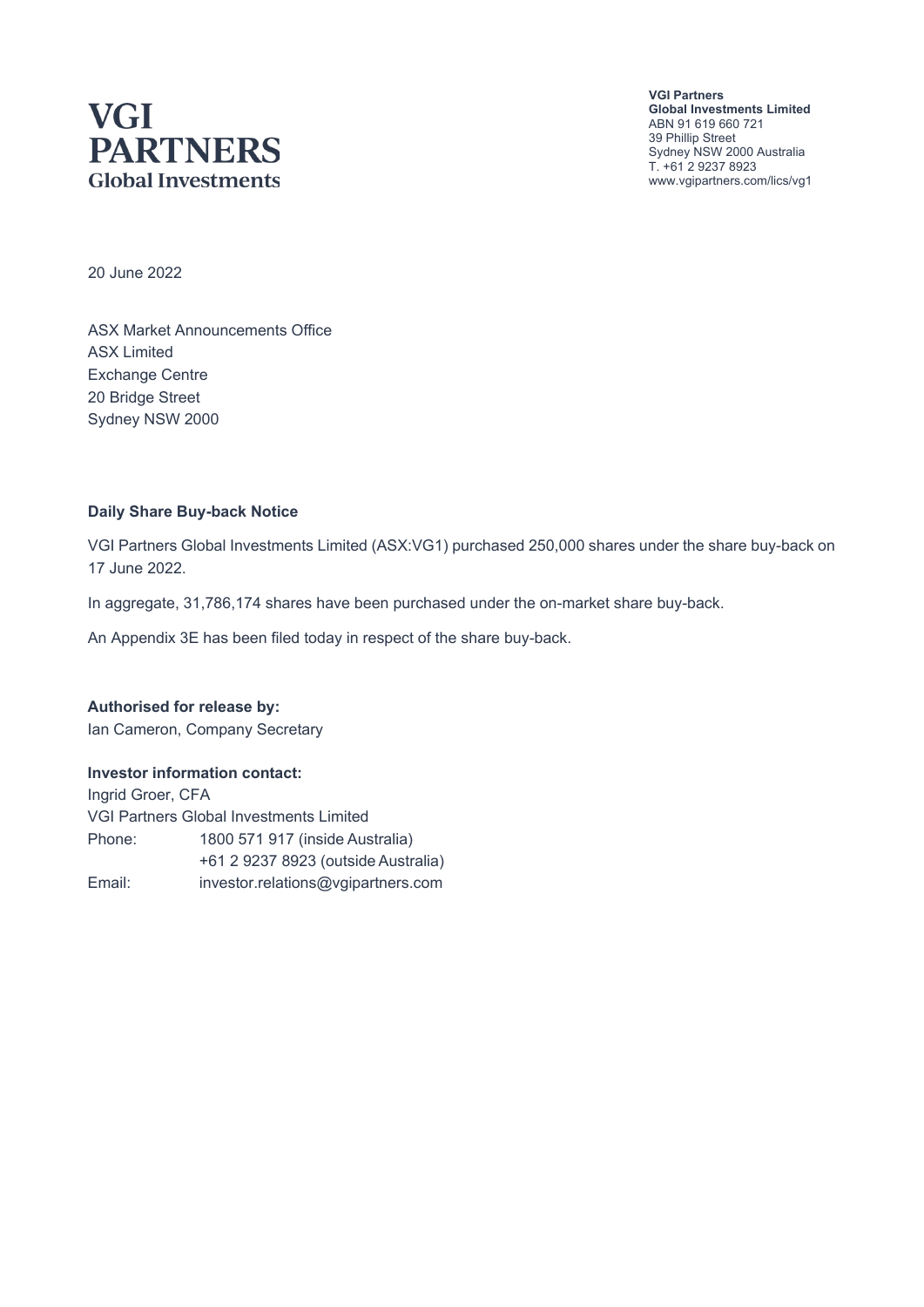**VGI PARTNERS**
**Global Investments**

**VGI Partners**
**Global Investments Limited**
ABN 91 619 660 721
39 Phillip Street
Sydney NSW 2000 Australia
T. +61 2 9237 8923
www.vgipartners.com/lics/vg1

20 June 2022

ASX Market Announcements Office
ASX Limited
Exchange Centre
20 Bridge Street
Sydney NSW 2000

**Daily Share Buy-back Notice**

VGI Partners Global Investments Limited (ASX:VG1) purchased 250,000 shares under the share buy-back on 17 June 2022.

In aggregate, 31,786,174 shares have been purchased under the on-market share buy-back.

An Appendix 3E has been filed today in respect of the share buy-back.

**Authorised for release by:**
Ian Cameron, Company Secretary

**Investor information contact:**
Ingrid Groer, CFA
VGI Partners Global Investments Limited

| | |
|---|---|
| Phone: | 1800 571 917 (inside Australia) |
| | +61 2 9237 8923 (outside Australia) |
| Email: | investor.relations@vgipartners.com |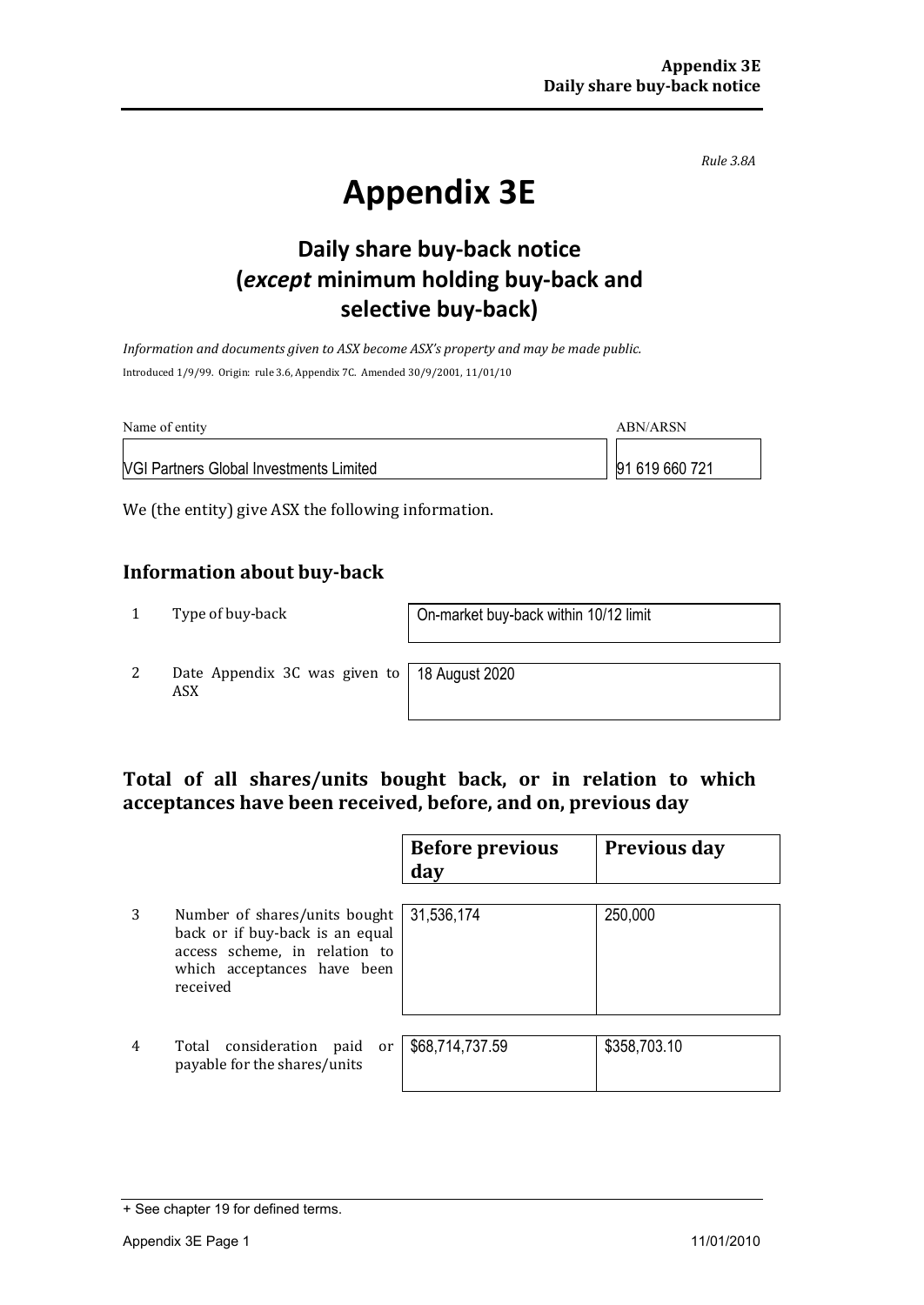*Rule 3.8A*

# Appendix 3E

## Daily share buy-back notice (*except* minimum holding buy-back and selective buy-back)

*Information and documents given to ASX become ASX's property and may be made public.*

Introduced 1/9/99. Origin: rule 3.6, Appendix 7C. Amended 30/9/2001, 11/01/10

| Name of entity | ABN/ARSN |
|---|---|
| VGI Partners Global Investments Limited | 91 619 660 721 |

We (the entity) give ASX the following information.

### Information about buy-back

| | | |
|---|---|---|
| 1 | Type of buy-back | On-market buy-back within 10/12 limit |
| 2 | Date Appendix 3C was given to ASX | 18 August 2020 |

### Total of all shares/units bought back, or in relation to which acceptances have been received, before, and on, previous day

| | | Before previous day | Previous day |
|---|---|---|---|
| 3 | Number of shares/units bought back or if buy-back is an equal access scheme, in relation to which acceptances have been received | 31,536,174 | 250,000 |
| 4 | Total consideration paid or payable for the shares/units | $68,714,737.59 | $358,703.10 |

+ See chapter 19 for defined terms.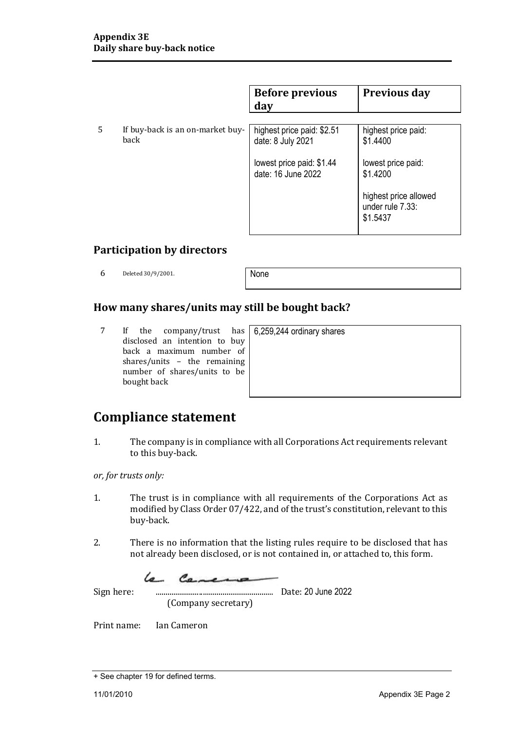## Appendix 3E
## Daily share buy-back notice

| | | Before previous day | Previous day |
|---|---|---|---|
| 5 | If buy-back is an on-market buy-back | highest price paid: $2.51<br>date: 8 July 2021<br><br>lowest price paid: $1.44<br>date: 16 June 2022 | highest price paid: $1.4400<br><br>lowest price paid: $1.4200<br><br>highest price allowed under rule 7.33: $1.5437 |

### Participation by directors

| | | |
|---|---|---|
| 6 | Deleted 30/9/2001. | None |

### How many shares/units may still be bought back?

| | | |
|---|---|---|
| 7 | If the company/trust has disclosed an intention to buy back a maximum number of shares/units – the remaining number of shares/units to be bought back | 6,259,244 ordinary shares |

## Compliance statement

1. The company is in compliance with all Corporations Act requirements relevant to this buy-back.

*or, for trusts only:*

1. The trust is in compliance with all requirements of the Corporations Act as modified by Class Order 07/422, and of the trust's constitution, relevant to this buy-back.

2. There is no information that the listing rules require to be disclosed that has not already been disclosed, or is not contained in, or attached to, this form.

Sign here: ............................................ Date: 20 June 2022
(Company secretary)

Print name: Ian Cameron

+ See chapter 19 for defined terms.